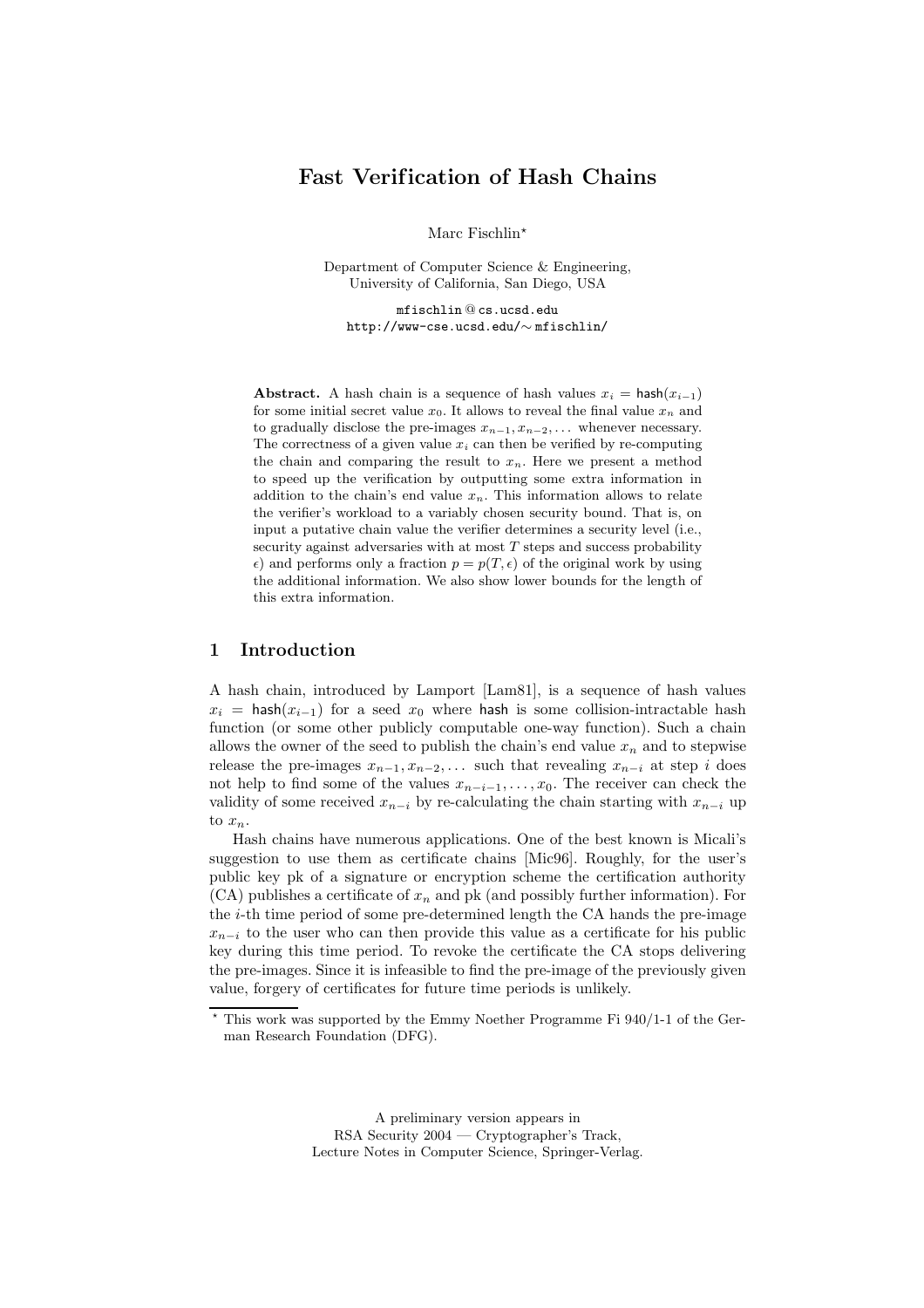# Fast Verification of Hash Chains

Marc Fischlin*

Department of Computer Science & Engineering,
University of California, San Diego, USA

mfischlin@cs.ucsd.edu
http://www-cse.ucsd.edu/~mfischlin/

**Abstract.** A hash chain is a sequence of hash values $x_i = \mathsf{hash}(x_{i-1})$ for some initial secret value $x_0$. It allows to reveal the final value $x_n$ and to gradually disclose the pre-images $x_{n-1}, x_{n-2}, \dots$ whenever necessary. The correctness of a given value $x_i$ can then be verified by re-computing the chain and comparing the result to $x_n$. Here we present a method to speed up the verification by outputting some extra information in addition to the chain's end value $x_n$. This information allows to relate the verifier's workload to a variably chosen security bound. That is, on input a putative chain value the verifier determines a security level (i.e., security against adversaries with at most $T$ steps and success probability $\epsilon$) and performs only a fraction $p = p(T, \epsilon)$ of the original work by using the additional information. We also show lower bounds for the length of this extra information.

## 1 Introduction

A hash chain, introduced by Lamport [Lam81], is a sequence of hash values $x_i = \mathsf{hash}(x_{i-1})$ for a seed $x_0$ where $\mathsf{hash}$ is some collision-intractable hash function (or some other publicly computable one-way function). Such a chain allows the owner of the seed to publish the chain's end value $x_n$ and to stepwise release the pre-images $x_{n-1}, x_{n-2}, \dots$ such that revealing $x_{n-i}$ at step $i$ does not help to find some of the values $x_{n-i-1}, \dots, x_0$. The receiver can check the validity of some received $x_{n-i}$ by re-calculating the chain starting with $x_{n-i}$ up to $x_n$.

Hash chains have numerous applications. One of the best known is Micali's suggestion to use them as certificate chains [Mic96]. Roughly, for the user's public key pk of a signature or encryption scheme the certification authority (CA) publishes a certificate of $x_n$ and pk (and possibly further information). For the $i$-th time period of some pre-determined length the CA hands the pre-image $x_{n-i}$ to the user who can then provide this value as a certificate for his public key during this time period. To revoke the certificate the CA stops delivering the pre-images. Since it is infeasible to find the pre-image of the previously given value, forgery of certificates for future time periods is unlikely.

* This work was supported by the Emmy Noether Programme Fi 940/1-1 of the German Research Foundation (DFG).

A preliminary version appears in
RSA Security 2004 — Cryptographer's Track,
Lecture Notes in Computer Science, Springer-Verlag.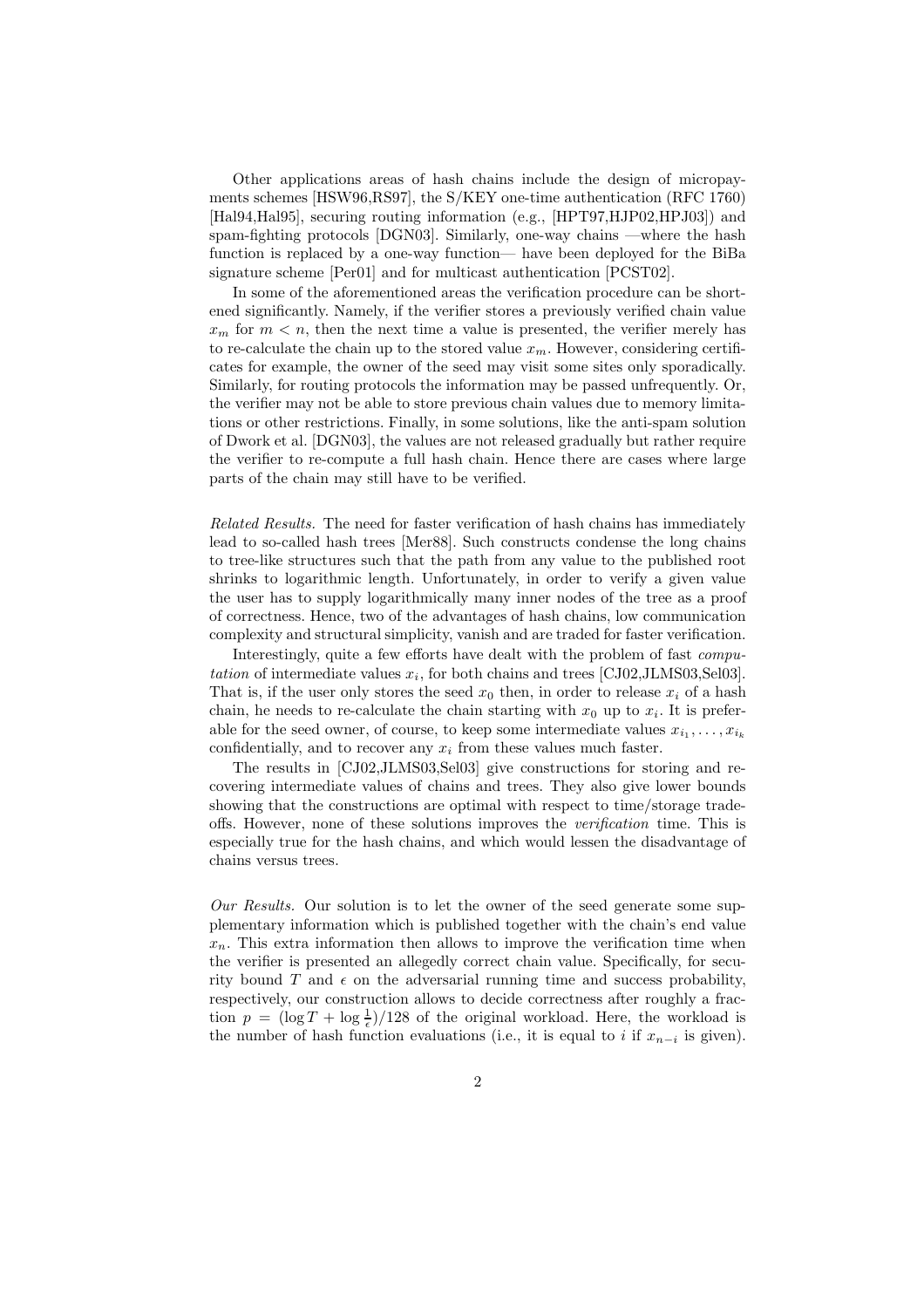Other applications areas of hash chains include the design of micropayments schemes [HSW96,RS97], the S/KEY one-time authentication (RFC 1760) [Hal94,Hal95], securing routing information (e.g., [HPT97,HJP02,HPJ03]) and spam-fighting protocols [DGN03]. Similarly, one-way chains —where the hash function is replaced by a one-way function— have been deployed for the BiBa signature scheme [Per01] and for multicast authentication [PCST02].

In some of the aforementioned areas the verification procedure can be shortened significantly. Namely, if the verifier stores a previously verified chain value $x_m$ for $m < n$, then the next time a value is presented, the verifier merely has to re-calculate the chain up to the stored value $x_m$. However, considering certificates for example, the owner of the seed may visit some sites only sporadically. Similarly, for routing protocols the information may be passed unfrequently. Or, the verifier may not be able to store previous chain values due to memory limitations or other restrictions. Finally, in some solutions, like the anti-spam solution of Dwork et al. [DGN03], the values are not released gradually but rather require the verifier to re-compute a full hash chain. Hence there are cases where large parts of the chain may still have to be verified.

*Related Results.* The need for faster verification of hash chains has immediately lead to so-called hash trees [Mer88]. Such constructs condense the long chains to tree-like structures such that the path from any value to the published root shrinks to logarithmic length. Unfortunately, in order to verify a given value the user has to supply logarithmically many inner nodes of the tree as a proof of correctness. Hence, two of the advantages of hash chains, low communication complexity and structural simplicity, vanish and are traded for faster verification.

Interestingly, quite a few efforts have dealt with the problem of fast *computation* of intermediate values $x_i$, for both chains and trees [CJ02,JLMS03,Sel03]. That is, if the user only stores the seed $x_0$ then, in order to release $x_i$ of a hash chain, he needs to re-calculate the chain starting with $x_0$ up to $x_i$. It is preferable for the seed owner, of course, to keep some intermediate values $x_{i_1}, \ldots, x_{i_k}$ confidentially, and to recover any $x_i$ from these values much faster.

The results in [CJ02,JLMS03,Sel03] give constructions for storing and recovering intermediate values of chains and trees. They also give lower bounds showing that the constructions are optimal with respect to time/storage tradeoffs. However, none of these solutions improves the *verification* time. This is especially true for the hash chains, and which would lessen the disadvantage of chains versus trees.

*Our Results.* Our solution is to let the owner of the seed generate some supplementary information which is published together with the chain's end value $x_n$. This extra information then allows to improve the verification time when the verifier is presented an allegedly correct chain value. Specifically, for security bound $T$ and $\epsilon$ on the adversarial running time and success probability, respectively, our construction allows to decide correctness after roughly a fraction $p = (\log T + \log \frac{1}{\epsilon})/128$ of the original workload. Here, the workload is the number of hash function evaluations (i.e., it is equal to $i$ if $x_{n-i}$ is given).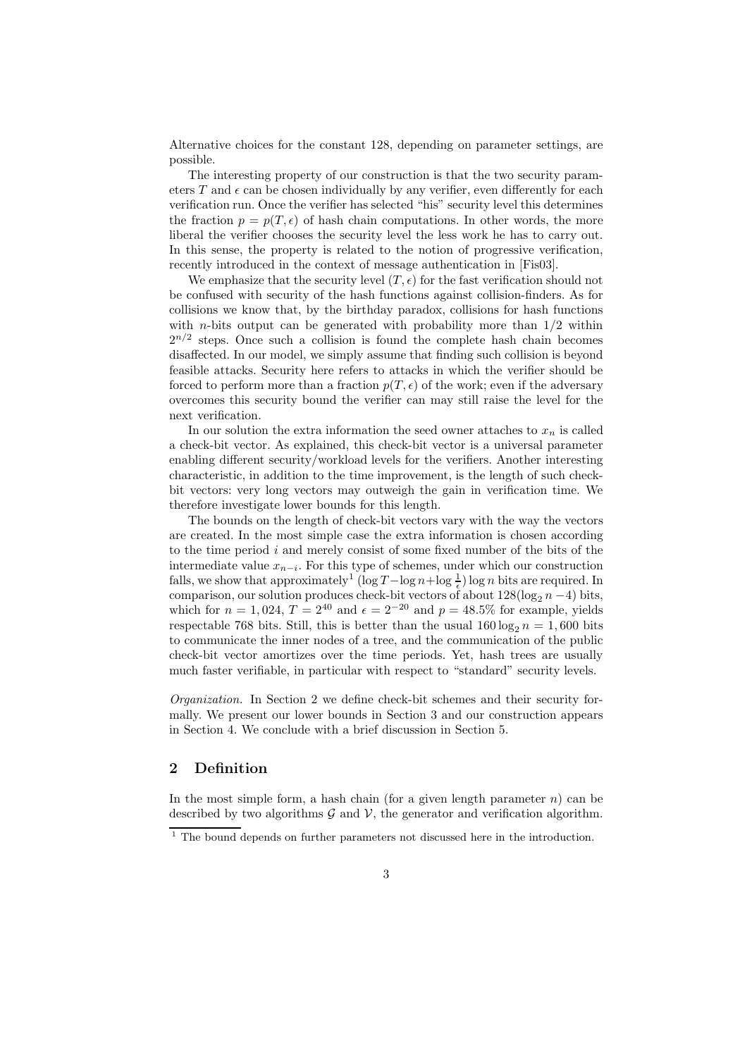Alternative choices for the constant 128, depending on parameter settings, are possible.

The interesting property of our construction is that the two security parameters $T$ and $\epsilon$ can be chosen individually by any verifier, even differently for each verification run. Once the verifier has selected "his" security level this determines the fraction $p = p(T, \epsilon)$ of hash chain computations. In other words, the more liberal the verifier chooses the security level the less work he has to carry out. In this sense, the property is related to the notion of progressive verification, recently introduced in the context of message authentication in [Fis03].

We emphasize that the security level $(T, \epsilon)$ for the fast verification should not be confused with security of the hash functions against collision-finders. As for collisions we know that, by the birthday paradox, collisions for hash functions with $n$-bits output can be generated with probability more than $1/2$ within $2^{n/2}$ steps. Once such a collision is found the complete hash chain becomes disaffected. In our model, we simply assume that finding such collision is beyond feasible attacks. Security here refers to attacks in which the verifier should be forced to perform more than a fraction $p(T, \epsilon)$ of the work; even if the adversary overcomes this security bound the verifier can may still raise the level for the next verification.

In our solution the extra information the seed owner attaches to $x_n$ is called a check-bit vector. As explained, this check-bit vector is a universal parameter enabling different security/workload levels for the verifiers. Another interesting characteristic, in addition to the time improvement, is the length of such check-bit vectors: very long vectors may outweigh the gain in verification time. We therefore investigate lower bounds for this length.

The bounds on the length of check-bit vectors vary with the way the vectors are created. In the most simple case the extra information is chosen according to the time period $i$ and merely consist of some fixed number of the bits of the intermediate value $x_{n-i}$. For this type of schemes, under which our construction falls, we show that approximately[1] $(\log T - \log n + \log \frac{1}{\epsilon}) \log n$ bits are required. In comparison, our solution produces check-bit vectors of about $128(\log_2 n - 4)$ bits, which for $n = 1,024$, $T = 2^{40}$ and $\epsilon = 2^{-20}$ and $p = 48.5\%$ for example, yields respectable 768 bits. Still, this is better than the usual $160 \log_2 n = 1,600$ bits to communicate the inner nodes of a tree, and the communication of the public check-bit vector amortizes over the time periods. Yet, hash trees are usually much faster verifiable, in particular with respect to "standard" security levels.

*Organization.* In Section 2 we define check-bit schemes and their security formally. We present our lower bounds in Section 3 and our construction appears in Section 4. We conclude with a brief discussion in Section 5.

## 2 Definition

In the most simple form, a hash chain (for a given length parameter $n$) can be described by two algorithms $\mathcal{G}$ and $\mathcal{V}$, the generator and verification algorithm.

[1] The bound depends on further parameters not discussed here in the introduction.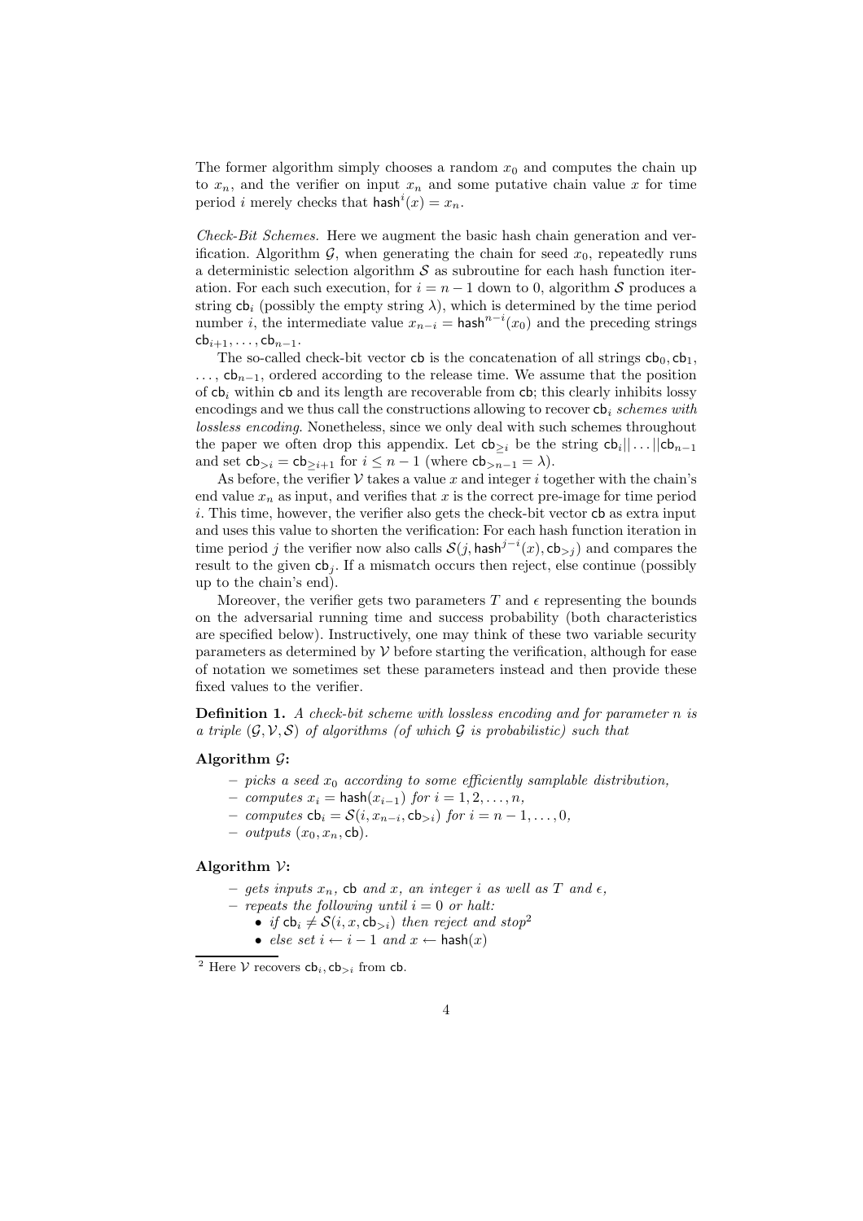The former algorithm simply chooses a random $x_0$ and computes the chain up to $x_n$, and the verifier on input $x_n$ and some putative chain value $x$ for time period $i$ merely checks that $\mathsf{hash}^i(x) = x_n$.

*Check-Bit Schemes.* Here we augment the basic hash chain generation and verification. Algorithm $\mathcal{G}$, when generating the chain for seed $x_0$, repeatedly runs a deterministic selection algorithm $\mathcal{S}$ as subroutine for each hash function iteration. For each such execution, for $i = n-1$ down to 0, algorithm $\mathcal{S}$ produces a string $\mathsf{cb}_i$ (possibly the empty string $\lambda$), which is determined by the time period number $i$, the intermediate value $x_{n-i} = \mathsf{hash}^{n-i}(x_0)$ and the preceding strings $\mathsf{cb}_{i+1}, \ldots, \mathsf{cb}_{n-1}$.

The so-called check-bit vector $\mathsf{cb}$ is the concatenation of all strings $\mathsf{cb}_0, \mathsf{cb}_1, \ldots, \mathsf{cb}_{n-1}$, ordered according to the release time. We assume that the position of $\mathsf{cb}_i$ within $\mathsf{cb}$ and its length are recoverable from $\mathsf{cb}$; this clearly inhibits lossy encodings and we thus call the constructions allowing to recover $\mathsf{cb}_i$ *schemes with lossless encoding*. Nonetheless, since we only deal with such schemes throughout the paper we often drop this appendix. Let $\mathsf{cb}_{\geq i}$ be the string $\mathsf{cb}_i || \ldots || \mathsf{cb}_{n-1}$ and set $\mathsf{cb}_{>i} = \mathsf{cb}_{\geq i+1}$ for $i \leq n-1$ (where $\mathsf{cb}_{>n-1} = \lambda$).

As before, the verifier $\mathcal{V}$ takes a value $x$ and integer $i$ together with the chain's end value $x_n$ as input, and verifies that $x$ is the correct pre-image for time period $i$. This time, however, the verifier also gets the check-bit vector $\mathsf{cb}$ as extra input and uses this value to shorten the verification: For each hash function iteration in time period $j$ the verifier now also calls $\mathcal{S}(j, \mathsf{hash}^{j-i}(x), \mathsf{cb}_{>j})$ and compares the result to the given $\mathsf{cb}_j$. If a mismatch occurs then reject, else continue (possibly up to the chain's end).

Moreover, the verifier gets two parameters $T$ and $\epsilon$ representing the bounds on the adversarial running time and success probability (both characteristics are specified below). Instructively, one may think of these two variable security parameters as determined by $\mathcal{V}$ before starting the verification, although for ease of notation we sometimes set these parameters instead and then provide these fixed values to the verifier.

**Definition 1.** *A check-bit scheme with lossless encoding and for parameter $n$ is a triple $(\mathcal{G}, \mathcal{V}, \mathcal{S})$ of algorithms (of which $\mathcal{G}$ is probabilistic) such that*

**Algorithm $\mathcal{G}$:**

- *picks a seed $x_0$ according to some efficiently samplable distribution,*
- *computes $x_i = \mathsf{hash}(x_{i-1})$ for $i = 1, 2, \ldots, n$,*
- *computes $\mathsf{cb}_i = \mathcal{S}(i, x_{n-i}, \mathsf{cb}_{>i})$ for $i = n-1, \ldots, 0$,*
- *outputs $(x_0, x_n, \mathsf{cb})$.*

**Algorithm $\mathcal{V}$:**

- *gets inputs $x_n$, $\mathsf{cb}$ and $x$, an integer $i$ as well as $T$ and $\epsilon$,*
- *repeats the following until $i = 0$ or halt:*
  - *if $\mathsf{cb}_i \neq \mathcal{S}(i, x, \mathsf{cb}_{>i})$ then reject and stop*[2]
  - *else set $i \leftarrow i - 1$ and $x \leftarrow \mathsf{hash}(x)$*

[2] Here $\mathcal{V}$ recovers $\mathsf{cb}_i, \mathsf{cb}_{>i}$ from $\mathsf{cb}$.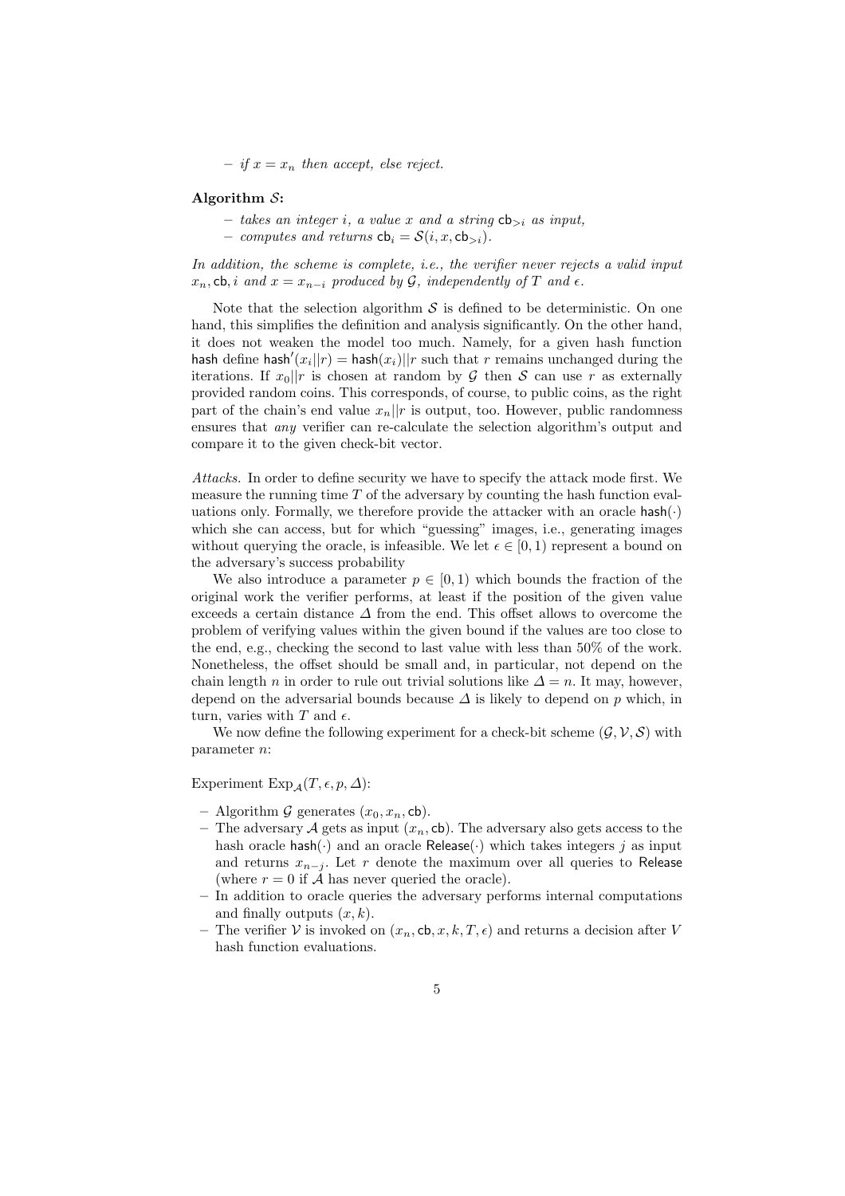– *if $x = x_n$ then accept, else reject.*

**Algorithm $\mathcal{S}$:**

– *takes an integer $i$, a value $x$ and a string $\mathsf{cb}_{>i}$ as input,*
– *computes and returns $\mathsf{cb}_i = \mathcal{S}(i, x, \mathsf{cb}_{>i})$.*

*In addition, the scheme is complete, i.e., the verifier never rejects a valid input $x_n, \mathsf{cb}, i$ and $x = x_{n-i}$ produced by $\mathcal{G}$, independently of $T$ and $\epsilon$.*

Note that the selection algorithm $\mathcal{S}$ is defined to be deterministic. On one hand, this simplifies the definition and analysis significantly. On the other hand, it does not weaken the model too much. Namely, for a given hash function $\mathsf{hash}$ define $\mathsf{hash}'(x_i||r) = \mathsf{hash}(x_i)||r$ such that $r$ remains unchanged during the iterations. If $x_0||r$ is chosen at random by $\mathcal{G}$ then $\mathcal{S}$ can use $r$ as externally provided random coins. This corresponds, of course, to public coins, as the right part of the chain's end value $x_n||r$ is output, too. However, public randomness ensures that *any* verifier can re-calculate the selection algorithm's output and compare it to the given check-bit vector.

*Attacks.* In order to define security we have to specify the attack mode first. We measure the running time $T$ of the adversary by counting the hash function evaluations only. Formally, we therefore provide the attacker with an oracle $\mathsf{hash}(\cdot)$ which she can access, but for which "guessing" images, i.e., generating images without querying the oracle, is infeasible. We let $\epsilon \in [0, 1)$ represent a bound on the adversary's success probability

We also introduce a parameter $p \in [0, 1)$ which bounds the fraction of the original work the verifier performs, at least if the position of the given value exceeds a certain distance $\Delta$ from the end. This offset allows to overcome the problem of verifying values within the given bound if the values are too close to the end, e.g., checking the second to last value with less than 50% of the work. Nonetheless, the offset should be small and, in particular, not depend on the chain length $n$ in order to rule out trivial solutions like $\Delta = n$. It may, however, depend on the adversarial bounds because $\Delta$ is likely to depend on $p$ which, in turn, varies with $T$ and $\epsilon$.

We now define the following experiment for a check-bit scheme $(\mathcal{G}, \mathcal{V}, \mathcal{S})$ with parameter $n$:

Experiment $\mathrm{Exp}_{\mathcal{A}}(T, \epsilon, p, \Delta)$:

– Algorithm $\mathcal{G}$ generates $(x_0, x_n, \mathsf{cb})$.
– The adversary $\mathcal{A}$ gets as input $(x_n, \mathsf{cb})$. The adversary also gets access to the hash oracle $\mathsf{hash}(\cdot)$ and an oracle $\mathsf{Release}(\cdot)$ which takes integers $j$ as input and returns $x_{n-j}$. Let $r$ denote the maximum over all queries to $\mathsf{Release}$ (where $r = 0$ if $\mathcal{A}$ has never queried the oracle).
– In addition to oracle queries the adversary performs internal computations and finally outputs $(x, k)$.
– The verifier $\mathcal{V}$ is invoked on $(x_n, \mathsf{cb}, x, k, T, \epsilon)$ and returns a decision after $V$ hash function evaluations.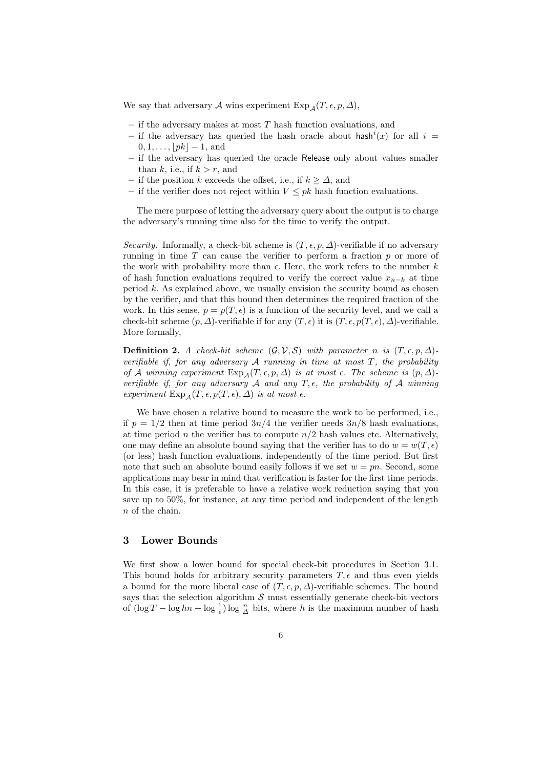We say that adversary $\mathcal{A}$ wins experiment $\text{Exp}_{\mathcal{A}}(T, \epsilon, p, \Delta)$,

- if the adversary makes at most $T$ hash function evaluations, and
- if the adversary has queried the hash oracle about $\mathsf{hash}^i(x)$ for all $i = 0, 1, \ldots, \lfloor pk \rfloor - 1$, and
- if the adversary has queried the oracle $\mathsf{Release}$ only about values smaller than $k$, i.e., if $k > r$, and
- if the position $k$ exceeds the offset, i.e., if $k \geq \Delta$, and
- if the verifier does not reject within $V \leq pk$ hash function evaluations.

The mere purpose of letting the adversary query about the output is to charge the adversary's running time also for the time to verify the output.

*Security.* Informally, a check-bit scheme is $(T, \epsilon, p, \Delta)$-verifiable if no adversary running in time $T$ can cause the verifier to perform a fraction $p$ or more of the work with probability more than $\epsilon$. Here, the work refers to the number $k$ of hash function evaluations required to verify the correct value $x_{n-k}$ at time period $k$. As explained above, we usually envision the security bound as chosen by the verifier, and that this bound then determines the required fraction of the work. In this sense, $p = p(T, \epsilon)$ is a function of the security level, and we call a check-bit scheme $(p, \Delta)$-verifiable if for any $(T, \epsilon)$ it is $(T, \epsilon, p(T, \epsilon), \Delta)$-verifiable. More formally,

**Definition 2.** *A check-bit scheme* $(\mathcal{G}, \mathcal{V}, \mathcal{S})$ *with parameter* $n$ *is* $(T, \epsilon, p, \Delta)$*-verifiable if, for any adversary* $\mathcal{A}$ *running in time at most* $T$*, the probability of* $\mathcal{A}$ *winning experiment* $\text{Exp}_{\mathcal{A}}(T, \epsilon, p, \Delta)$ *is at most* $\epsilon$*. The scheme is* $(p, \Delta)$*-verifiable if, for any adversary* $\mathcal{A}$ *and any* $T, \epsilon$*, the probability of* $\mathcal{A}$ *winning experiment* $\text{Exp}_{\mathcal{A}}(T, \epsilon, p(T, \epsilon), \Delta)$ *is at most* $\epsilon$*.*

We have chosen a relative bound to measure the work to be performed, i.e., if $p = 1/2$ then at time period $3n/4$ the verifier needs $3n/8$ hash evaluations, at time period $n$ the verifier has to compute $n/2$ hash values etc. Alternatively, one may define an absolute bound saying that the verifier has to do $w = w(T, \epsilon)$ (or less) hash function evaluations, independently of the time period. But first note that such an absolute bound easily follows if we set $w = pn$. Second, some applications may bear in mind that verification is faster for the first time periods. In this case, it is preferable to have a relative work reduction saying that you save up to 50%, for instance, at any time period and independent of the length $n$ of the chain.

## 3 Lower Bounds

We first show a lower bound for special check-bit procedures in Section 3.1. This bound holds for arbitrary security parameters $T, \epsilon$ and thus even yields a bound for the more liberal case of $(T, \epsilon, p, \Delta)$-verifiable schemes. The bound says that the selection algorithm $\mathcal{S}$ must essentially generate check-bit vectors of $(\log T - \log hn + \log \frac{1}{\epsilon}) \log \frac{n}{\Delta}$ bits, where $h$ is the maximum number of hash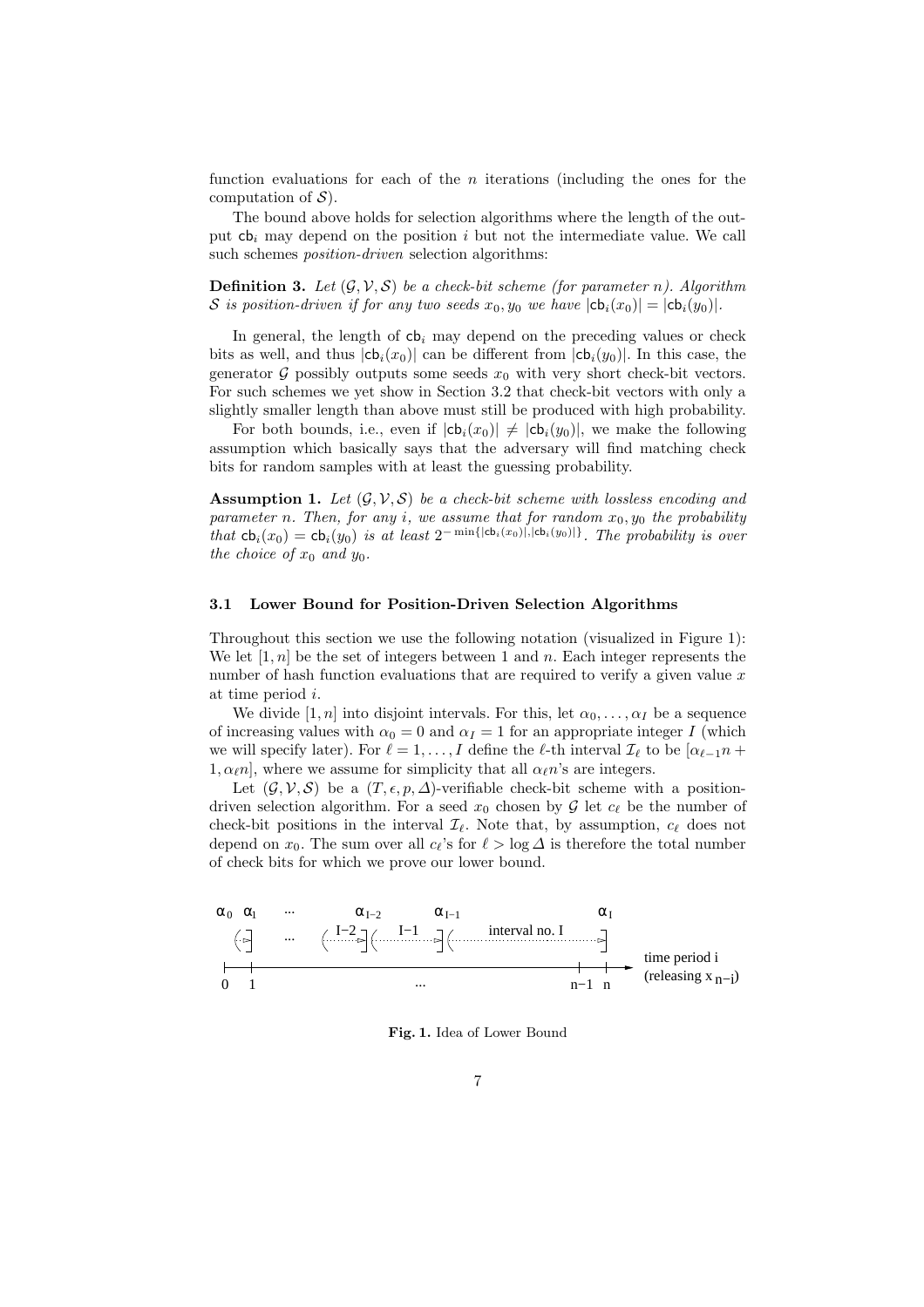function evaluations for each of the $n$ iterations (including the ones for the computation of $\mathcal{S}$).

The bound above holds for selection algorithms where the length of the output $\mathsf{cb}_i$ may depend on the position $i$ but not the intermediate value. We call such schemes *position-driven* selection algorithms:

**Definition 3.** *Let $(\mathcal{G}, \mathcal{V}, \mathcal{S})$ be a check-bit scheme (for parameter $n$). Algorithm $\mathcal{S}$ is position-driven if for any two seeds $x_0, y_0$ we have $|\mathsf{cb}_i(x_0)| = |\mathsf{cb}_i(y_0)|$.*

In general, the length of $\mathsf{cb}_i$ may depend on the preceding values or check bits as well, and thus $|\mathsf{cb}_i(x_0)|$ can be different from $|\mathsf{cb}_i(y_0)|$. In this case, the generator $\mathcal{G}$ possibly outputs some seeds $x_0$ with very short check-bit vectors. For such schemes we yet show in Section 3.2 that check-bit vectors with only a slightly smaller length than above must still be produced with high probability.

For both bounds, i.e., even if $|\mathsf{cb}_i(x_0)| \neq |\mathsf{cb}_i(y_0)|$, we make the following assumption which basically says that the adversary will find matching check bits for random samples with at least the guessing probability.

**Assumption 1.** *Let $(\mathcal{G}, \mathcal{V}, \mathcal{S})$ be a check-bit scheme with lossless encoding and parameter $n$. Then, for any $i$, we assume that for random $x_0, y_0$ the probability that $\mathsf{cb}_i(x_0) = \mathsf{cb}_i(y_0)$ is at least $2^{-\min\{|\mathsf{cb}_i(x_0)|, |\mathsf{cb}_i(y_0)|\}}$. The probability is over the choice of $x_0$ and $y_0$.*

### 3.1 Lower Bound for Position-Driven Selection Algorithms

Throughout this section we use the following notation (visualized in Figure 1): We let $[1, n]$ be the set of integers between 1 and $n$. Each integer represents the number of hash function evaluations that are required to verify a given value $x$ at time period $i$.

We divide $[1, n]$ into disjoint intervals. For this, let $\alpha_0, \ldots, \alpha_I$ be a sequence of increasing values with $\alpha_0 = 0$ and $\alpha_I = 1$ for an appropriate integer $I$ (which we will specify later). For $\ell = 1, \ldots, I$ define the $\ell$-th interval $\mathcal{I}_\ell$ to be $[\alpha_{\ell-1}n + 1, \alpha_\ell n]$, where we assume for simplicity that all $\alpha_\ell n$'s are integers.

Let $(\mathcal{G}, \mathcal{V}, \mathcal{S})$ be a $(T, \epsilon, p, \Delta)$-verifiable check-bit scheme with a position-driven selection algorithm. For a seed $x_0$ chosen by $\mathcal{G}$ let $c_\ell$ be the number of check-bit positions in the interval $\mathcal{I}_\ell$. Note that, by assumption, $c_\ell$ does not depend on $x_0$. The sum over all $c_\ell$'s for $\ell > \log \Delta$ is therefore the total number of check bits for which we prove our lower bound.

**Fig. 1.** Idea of Lower Bound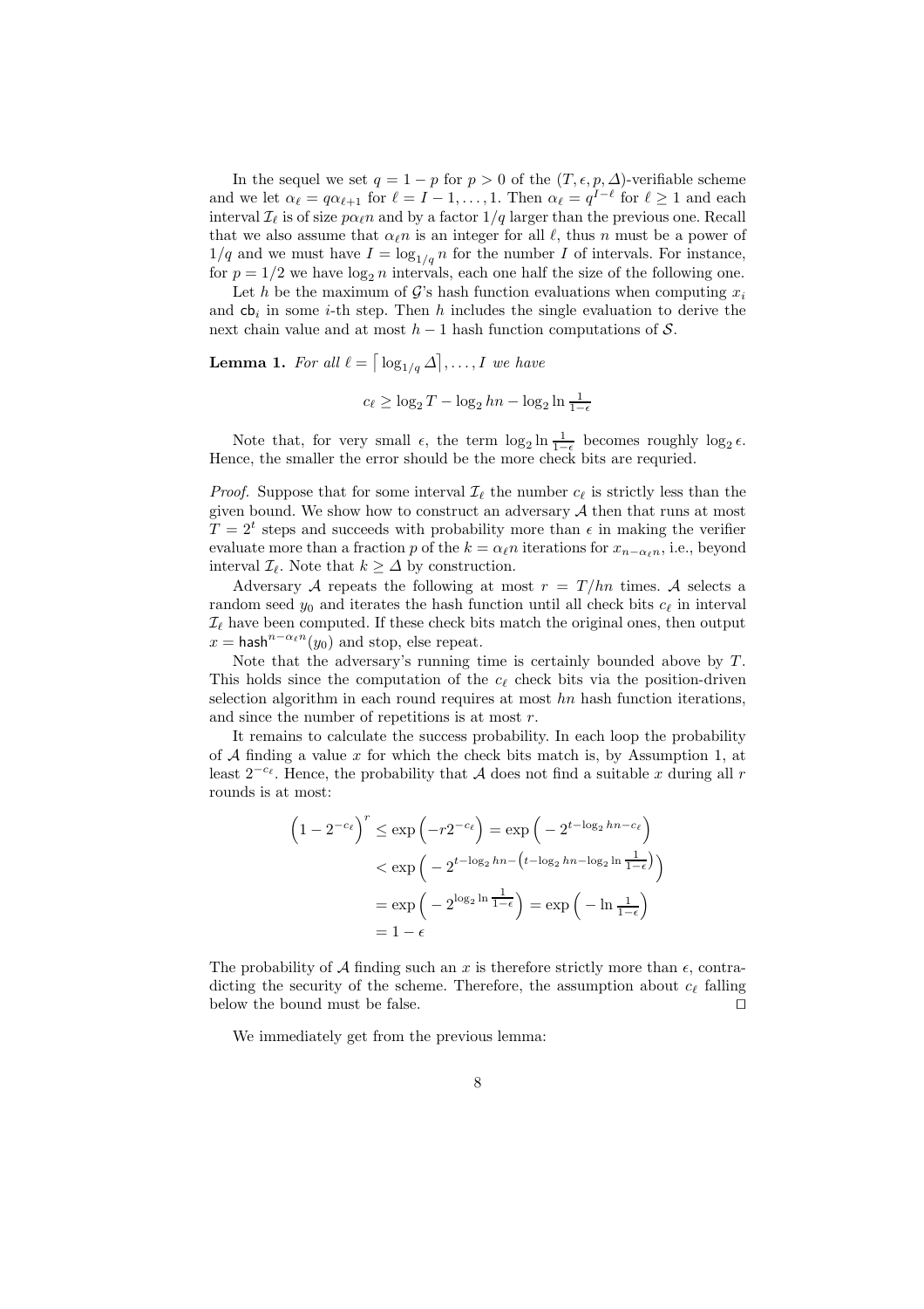In the sequel we set $q = 1 - p$ for $p > 0$ of the $(T, \epsilon, p, \Delta)$-verifiable scheme and we let $\alpha_\ell = q\alpha_{\ell+1}$ for $\ell = I-1, \ldots, 1$. Then $\alpha_\ell = q^{I-\ell}$ for $\ell \geq 1$ and each interval $\mathcal{I}_\ell$ is of size $p\alpha_\ell n$ and by a factor $1/q$ larger than the previous one. Recall that we also assume that $\alpha_\ell n$ is an integer for all $\ell$, thus $n$ must be a power of $1/q$ and we must have $I = \log_{1/q} n$ for the number $I$ of intervals. For instance, for $p = 1/2$ we have $\log_2 n$ intervals, each one half the size of the following one.

Let $h$ be the maximum of $\mathcal{G}$'s hash function evaluations when computing $x_i$ and $\mathsf{cb}_i$ in some $i$-th step. Then $h$ includes the single evaluation to derive the next chain value and at most $h-1$ hash function computations of $\mathcal{S}$.

**Lemma 1.** *For all $\ell = \lceil \log_{1/q} \Delta \rceil, \ldots, I$ we have*

$$c_\ell \geq \log_2 T - \log_2 hn - \log_2 \ln \tfrac{1}{1-\epsilon}$$

Note that, for very small $\epsilon$, the term $\log_2 \ln \frac{1}{1-\epsilon}$ becomes roughly $\log_2 \epsilon$. Hence, the smaller the error should be the more check bits are requried.

*Proof.* Suppose that for some interval $\mathcal{I}_\ell$ the number $c_\ell$ is strictly less than the given bound. We show how to construct an adversary $\mathcal{A}$ then that runs at most $T = 2^t$ steps and succeeds with probability more than $\epsilon$ in making the verifier evaluate more than a fraction $p$ of the $k = \alpha_\ell n$ iterations for $x_{n-\alpha_\ell n}$, i.e., beyond interval $\mathcal{I}_\ell$. Note that $k \geq \Delta$ by construction.

Adversary $\mathcal{A}$ repeats the following at most $r = T/hn$ times. $\mathcal{A}$ selects a random seed $y_0$ and iterates the hash function until all check bits $c_\ell$ in interval $\mathcal{I}_\ell$ have been computed. If these check bits match the original ones, then output $x = \mathsf{hash}^{n-\alpha_\ell n}(y_0)$ and stop, else repeat.

Note that the adversary's running time is certainly bounded above by $T$. This holds since the computation of the $c_\ell$ check bits via the position-driven selection algorithm in each round requires at most $hn$ hash function iterations, and since the number of repetitions is at most $r$.

It remains to calculate the success probability. In each loop the probability of $\mathcal{A}$ finding a value $x$ for which the check bits match is, by Assumption 1, at least $2^{-c_\ell}$. Hence, the probability that $\mathcal{A}$ does not find a suitable $x$ during all $r$ rounds is at most:

$$\begin{aligned}
\left(1 - 2^{-c_\ell}\right)^r &\leq \exp\left(-r 2^{-c_\ell}\right) = \exp\left(-2^{t - \log_2 hn - c_\ell}\right) \\
&< \exp\left(-2^{t - \log_2 hn - \left(t - \log_2 hn - \log_2 \ln \frac{1}{1-\epsilon}\right)}\right) \\
&= \exp\left(-2^{\log_2 \ln \frac{1}{1-\epsilon}}\right) = \exp\left(-\ln \tfrac{1}{1-\epsilon}\right) \\
&= 1 - \epsilon
\end{aligned}$$

The probability of $\mathcal{A}$ finding such an $x$ is therefore strictly more than $\epsilon$, contradicting the security of the scheme. Therefore, the assumption about $c_\ell$ falling below the bound must be false. $\square$

We immediately get from the previous lemma: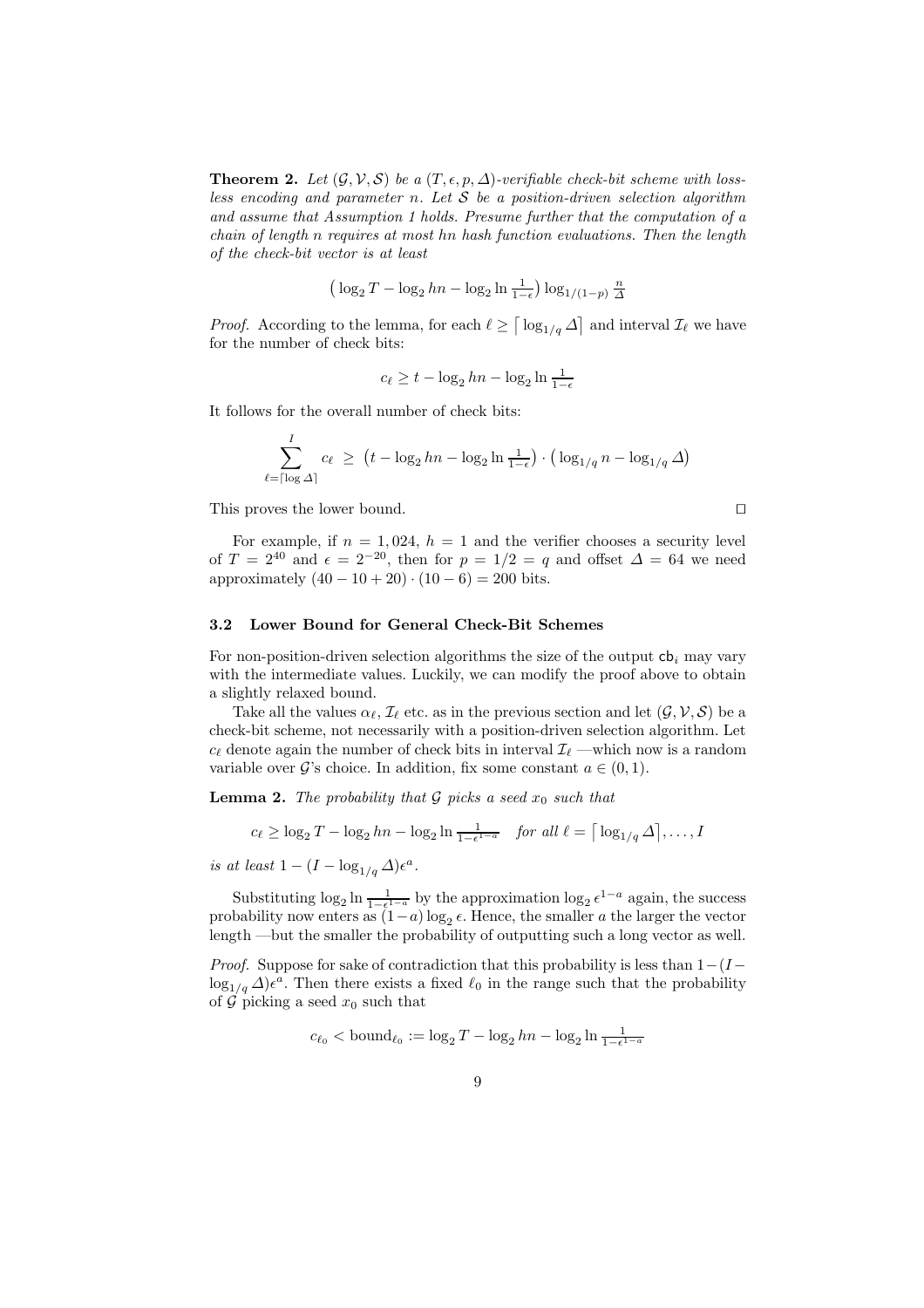**Theorem 2.** *Let $(\mathcal{G}, \mathcal{V}, \mathcal{S})$ be a $(T, \epsilon, p, \Delta)$-verifiable check-bit scheme with lossless encoding and parameter $n$. Let $\mathcal{S}$ be a position-driven selection algorithm and assume that Assumption 1 holds. Presume further that the computation of a chain of length $n$ requires at most $hn$ hash function evaluations. Then the length of the check-bit vector is at least*

$$\left(\log_2 T - \log_2 hn - \log_2 \ln \tfrac{1}{1-\epsilon}\right) \log_{1/(1-p)} \tfrac{n}{\Delta}$$

*Proof.* According to the lemma, for each $\ell \geq \lceil \log_{1/q} \Delta \rceil$ and interval $\mathcal{I}_\ell$ we have for the number of check bits:

$$c_\ell \geq t - \log_2 hn - \log_2 \ln \tfrac{1}{1-\epsilon}$$

It follows for the overall number of check bits:

$$\sum_{\ell=\lceil \log \Delta \rceil}^{I} c_\ell \;\geq\; \left(t - \log_2 hn - \log_2 \ln \tfrac{1}{1-\epsilon}\right) \cdot \left(\log_{1/q} n - \log_{1/q} \Delta\right)$$

This proves the lower bound. □

For example, if $n = 1,024$, $h = 1$ and the verifier chooses a security level of $T = 2^{40}$ and $\epsilon = 2^{-20}$, then for $p = 1/2 = q$ and offset $\Delta = 64$ we need approximately $(40 - 10 + 20) \cdot (10 - 6) = 200$ bits.

### 3.2 Lower Bound for General Check-Bit Schemes

For non-position-driven selection algorithms the size of the output $\mathsf{cb}_i$ may vary with the intermediate values. Luckily, we can modify the proof above to obtain a slightly relaxed bound.

Take all the values $\alpha_\ell$, $\mathcal{I}_\ell$ etc. as in the previous section and let $(\mathcal{G}, \mathcal{V}, \mathcal{S})$ be a check-bit scheme, not necessarily with a position-driven selection algorithm. Let $c_\ell$ denote again the number of check bits in interval $\mathcal{I}_\ell$ —which now is a random variable over $\mathcal{G}$'s choice. In addition, fix some constant $a \in (0, 1)$.

**Lemma 2.** *The probability that $\mathcal{G}$ picks a seed $x_0$ such that*

$$c_\ell \geq \log_2 T - \log_2 hn - \log_2 \ln \tfrac{1}{1-\epsilon^{1-a}} \quad \text{for all } \ell = \lceil \log_{1/q} \Delta \rceil, \ldots, I$$

*is at least $1 - (I - \log_{1/q} \Delta)\epsilon^a$.*

Substituting $\log_2 \ln \frac{1}{1-\epsilon^{1-a}}$ by the approximation $\log_2 \epsilon^{1-a}$ again, the success probability now enters as $(1-a)\log_2 \epsilon$. Hence, the smaller $a$ the larger the vector length —but the smaller the probability of outputting such a long vector as well.

*Proof.* Suppose for sake of contradiction that this probability is less than $1 - (I - \log_{1/q} \Delta)\epsilon^a$. Then there exists a fixed $\ell_0$ in the range such that the probability of $\mathcal{G}$ picking a seed $x_0$ such that

$$c_{\ell_0} < \text{bound}_{\ell_0} := \log_2 T - \log_2 hn - \log_2 \ln \tfrac{1}{1-\epsilon^{1-a}}$$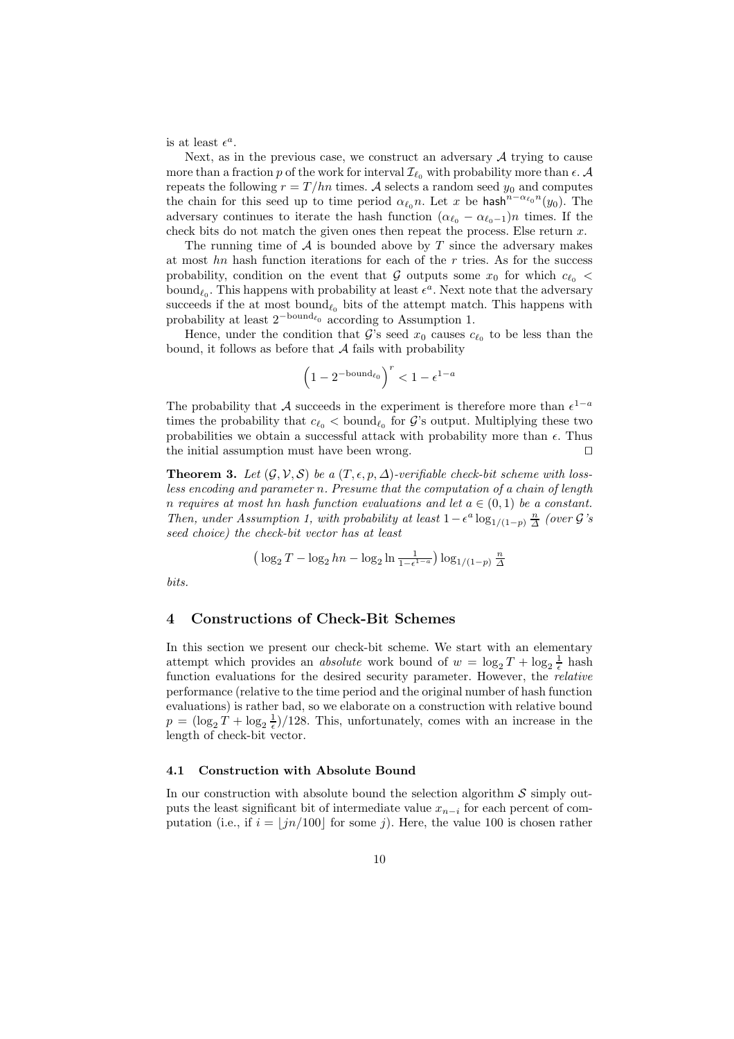is at least $\epsilon^a$.

Next, as in the previous case, we construct an adversary $\mathcal{A}$ trying to cause more than a fraction $p$ of the work for interval $\mathcal{I}_{\ell_0}$ with probability more than $\epsilon$. $\mathcal{A}$ repeats the following $r = T/hn$ times. $\mathcal{A}$ selects a random seed $y_0$ and computes the chain for this seed up to time period $\alpha_{\ell_0} n$. Let $x$ be $\mathsf{hash}^{n-\alpha_{\ell_0} n}(y_0)$. The adversary continues to iterate the hash function $(\alpha_{\ell_0} - \alpha_{\ell_0 - 1})n$ times. If the check bits do not match the given ones then repeat the process. Else return $x$.

The running time of $\mathcal{A}$ is bounded above by $T$ since the adversary makes at most $hn$ hash function iterations for each of the $r$ tries. As for the success probability, condition on the event that $\mathcal{G}$ outputs some $x_0$ for which $c_{\ell_0} < \text{bound}_{\ell_0}$. This happens with probability at least $\epsilon^a$. Next note that the adversary succeeds if the at most $\text{bound}_{\ell_0}$ bits of the attempt match. This happens with probability at least $2^{-\text{bound}_{\ell_0}}$ according to Assumption 1.

Hence, under the condition that $\mathcal{G}$'s seed $x_0$ causes $c_{\ell_0}$ to be less than the bound, it follows as before that $\mathcal{A}$ fails with probability

$$\left(1 - 2^{-\text{bound}_{\ell_0}}\right)^r < 1 - \epsilon^{1-a}$$

The probability that $\mathcal{A}$ succeeds in the experiment is therefore more than $\epsilon^{1-a}$ times the probability that $c_{\ell_0} < \text{bound}_{\ell_0}$ for $\mathcal{G}$'s output. Multiplying these two probabilities we obtain a successful attack with probability more than $\epsilon$. Thus the initial assumption must have been wrong. ⊓⊔

**Theorem 3.** *Let $(\mathcal{G}, \mathcal{V}, \mathcal{S})$ be a $(T, \epsilon, p, \Delta)$-verifiable check-bit scheme with lossless encoding and parameter $n$. Presume that the computation of a chain of length $n$ requires at most $hn$ hash function evaluations and let $a \in (0,1)$ be a constant. Then, under Assumption 1, with probability at least $1 - \epsilon^a \log_{1/(1-p)} \frac{n}{\Delta}$ (over $\mathcal{G}$'s seed choice) the check-bit vector has at least*

$$\left(\log_2 T - \log_2 hn - \log_2 \ln \tfrac{1}{1-\epsilon^{1-a}}\right) \log_{1/(1-p)} \tfrac{n}{\Delta}$$

*bits.*

## 4 Constructions of Check-Bit Schemes

In this section we present our check-bit scheme. We start with an elementary attempt which provides an *absolute* work bound of $w = \log_2 T + \log_2 \frac{1}{\epsilon}$ hash function evaluations for the desired security parameter. However, the *relative* performance (relative to the time period and the original number of hash function evaluations) is rather bad, so we elaborate on a construction with relative bound $p = (\log_2 T + \log_2 \frac{1}{\epsilon})/128$. This, unfortunately, comes with an increase in the length of check-bit vector.

### 4.1 Construction with Absolute Bound

In our construction with absolute bound the selection algorithm $\mathcal{S}$ simply outputs the least significant bit of intermediate value $x_{n-i}$ for each percent of computation (i.e., if $i = \lfloor jn/100 \rfloor$ for some $j$). Here, the value 100 is chosen rather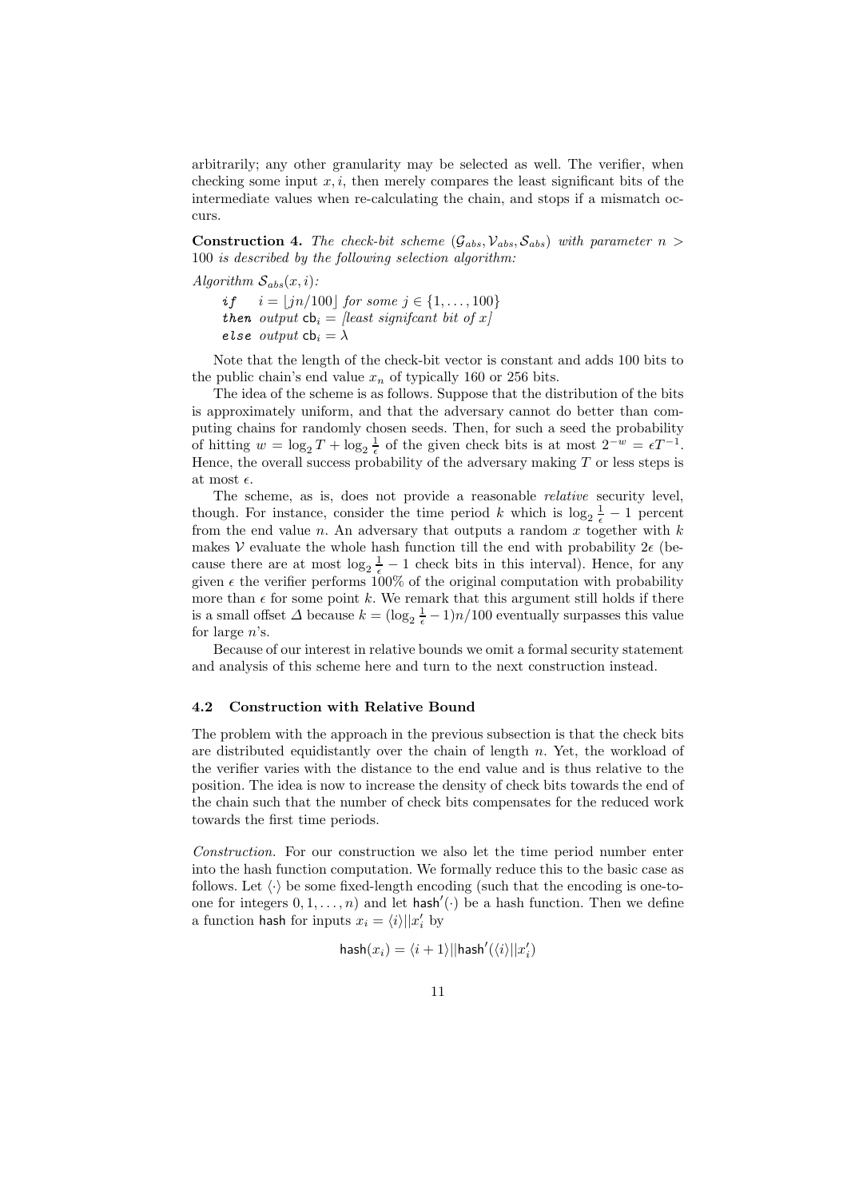arbitrarily; any other granularity may be selected as well. The verifier, when checking some input $x, i$, then merely compares the least significant bits of the intermediate values when re-calculating the chain, and stops if a mismatch occurs.

**Construction 4.** *The check-bit scheme $(\mathcal{G}_{abs}, \mathcal{V}_{abs}, \mathcal{S}_{abs})$ with parameter $n > 100$ is described by the following selection algorithm:*

*Algorithm $\mathcal{S}_{abs}(x, i)$:*

> ***if*** $\quad i = \lfloor jn/100 \rfloor$ *for some* $j \in \{1, \ldots, 100\}$
> ***then*** *output* $\mathsf{cb}_i =$ *[least signifcant bit of $x$]*
> ***else*** *output* $\mathsf{cb}_i = \lambda$

Note that the length of the check-bit vector is constant and adds 100 bits to the public chain's end value $x_n$ of typically 160 or 256 bits.

The idea of the scheme is as follows. Suppose that the distribution of the bits is approximately uniform, and that the adversary cannot do better than computing chains for randomly chosen seeds. Then, for such a seed the probability of hitting $w = \log_2 T + \log_2 \frac{1}{\epsilon}$ of the given check bits is at most $2^{-w} = \epsilon T^{-1}$. Hence, the overall success probability of the adversary making $T$ or less steps is at most $\epsilon$.

The scheme, as is, does not provide a reasonable *relative* security level, though. For instance, consider the time period $k$ which is $\log_2 \frac{1}{\epsilon} - 1$ percent from the end value $n$. An adversary that outputs a random $x$ together with $k$ makes $\mathcal{V}$ evaluate the whole hash function till the end with probability $2\epsilon$ (because there are at most $\log_2 \frac{1}{\epsilon} - 1$ check bits in this interval). Hence, for any given $\epsilon$ the verifier performs 100% of the original computation with probability more than $\epsilon$ for some point $k$. We remark that this argument still holds if there is a small offset $\Delta$ because $k = (\log_2 \frac{1}{\epsilon} - 1)n/100$ eventually surpasses this value for large $n$'s.

Because of our interest in relative bounds we omit a formal security statement and analysis of this scheme here and turn to the next construction instead.

### 4.2 Construction with Relative Bound

The problem with the approach in the previous subsection is that the check bits are distributed equidistantly over the chain of length $n$. Yet, the workload of the verifier varies with the distance to the end value and is thus relative to the position. The idea is now to increase the density of check bits towards the end of the chain such that the number of check bits compensates for the reduced work towards the first time periods.

*Construction.* For our construction we also let the time period number enter into the hash function computation. We formally reduce this to the basic case as follows. Let $\langle \cdot \rangle$ be some fixed-length encoding (such that the encoding is one-to-one for integers $0, 1, \ldots, n$) and let $\mathsf{hash}'(\cdot)$ be a hash function. Then we define a function $\mathsf{hash}$ for inputs $x_i = \langle i \rangle || x'_i$ by

$$\mathsf{hash}(x_i) = \langle i+1 \rangle || \mathsf{hash}'(\langle i \rangle || x'_i)$$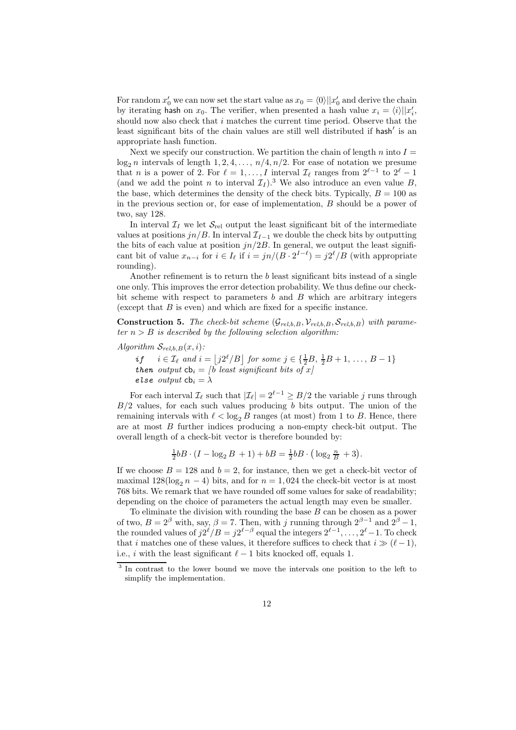For random $x_0'$ we can now set the start value as $x_0 = \langle 0 \rangle || x_0'$ and derive the chain by iterating $\mathsf{hash}$ on $x_0$. The verifier, when presented a hash value $x_i = \langle i \rangle || x_i'$, should now also check that $i$ matches the current time period. Observe that the least significant bits of the chain values are still well distributed if $\mathsf{hash}'$ is an appropriate hash function.

Next we specify our construction. We partition the chain of length $n$ into $I = \log_2 n$ intervals of length $1, 2, 4, \ldots, n/4, n/2$. For ease of notation we presume that $n$ is a power of 2. For $\ell = 1, \ldots, I$ interval $\mathcal{I}_\ell$ ranges from $2^{\ell-1}$ to $2^\ell - 1$ (and we add the point $n$ to interval $\mathcal{I}_I$).[3] We also introduce an even value $B$, the base, which determines the density of the check bits. Typically, $B = 100$ as in the previous section or, for ease of implementation, $B$ should be a power of two, say 128.

In interval $\mathcal{I}_I$ we let $\mathcal{S}_{\mathrm{rel}}$ output the least significant bit of the intermediate values at positions $jn/B$. In interval $\mathcal{I}_{I-1}$ we double the check bits by outputting the bits of each value at position $jn/2B$. In general, we output the least significant bit of value $x_{n-i}$ for $i \in I_\ell$ if $i = jn/(B \cdot 2^{I-\ell}) = j2^\ell/B$ (with appropriate rounding).

Another refinement is to return the $b$ least significant bits instead of a single one only. This improves the error detection probability. We thus define our check-bit scheme with respect to parameters $b$ and $B$ which are arbitrary integers (except that $B$ is even) and which are fixed for a specific instance.

**Construction 5.** *The check-bit scheme $(\mathcal{G}_{rel,b,B}, \mathcal{V}_{rel,b,B}, \mathcal{S}_{rel,b,B})$ with parameter $n > B$ is described by the following selection algorithm:*

*Algorithm $\mathcal{S}_{rel,b,B}(x, i)$:*

- ***if*** $\quad i \in \mathcal{I}_\ell$ *and* $i = \lfloor j2^\ell/B \rfloor$ *for some* $j \in \{\frac{1}{2}B, \frac{1}{2}B+1, \ldots, B-1\}$
- ***then*** *output* $\mathsf{cb}_i = [b$ *least significant bits of* $x]$
- ***else*** *output* $\mathsf{cb}_i = \lambda$

For each interval $\mathcal{I}_\ell$ such that $|\mathcal{I}_\ell| = 2^{\ell-1} \geq B/2$ the variable $j$ runs through $B/2$ values, for each such values producing $b$ bits output. The union of the remaining intervals with $\ell < \log_2 B$ ranges (at most) from 1 to $B$. Hence, there are at most $B$ further indices producing a non-empty check-bit output. The overall length of a check-bit vector is therefore bounded by:

$$\tfrac{1}{2}bB \cdot (I - \log_2 B + 1) + bB = \tfrac{1}{2}bB \cdot \left(\log_2 \tfrac{n}{B} + 3\right).$$

If we choose $B = 128$ and $b = 2$, for instance, then we get a check-bit vector of maximal $128(\log_2 n - 4)$ bits, and for $n = 1{,}024$ the check-bit vector is at most 768 bits. We remark that we have rounded off some values for sake of readability; depending on the choice of parameters the actual length may even be smaller.

To eliminate the division with rounding the base $B$ can be chosen as a power of two, $B = 2^\beta$ with, say, $\beta = 7$. Then, with $j$ running through $2^{\beta-1}$ and $2^\beta - 1$, the rounded values of $j2^\ell/B = j2^{\ell-\beta}$ equal the integers $2^{\ell-1}, \ldots, 2^\ell - 1$. To check that $i$ matches one of these values, it therefore suffices to check that $i \gg (\ell - 1)$, i.e., $i$ with the least significant $\ell - 1$ bits knocked off, equals 1.

[3] In contrast to the lower bound we move the intervals one position to the left to simplify the implementation.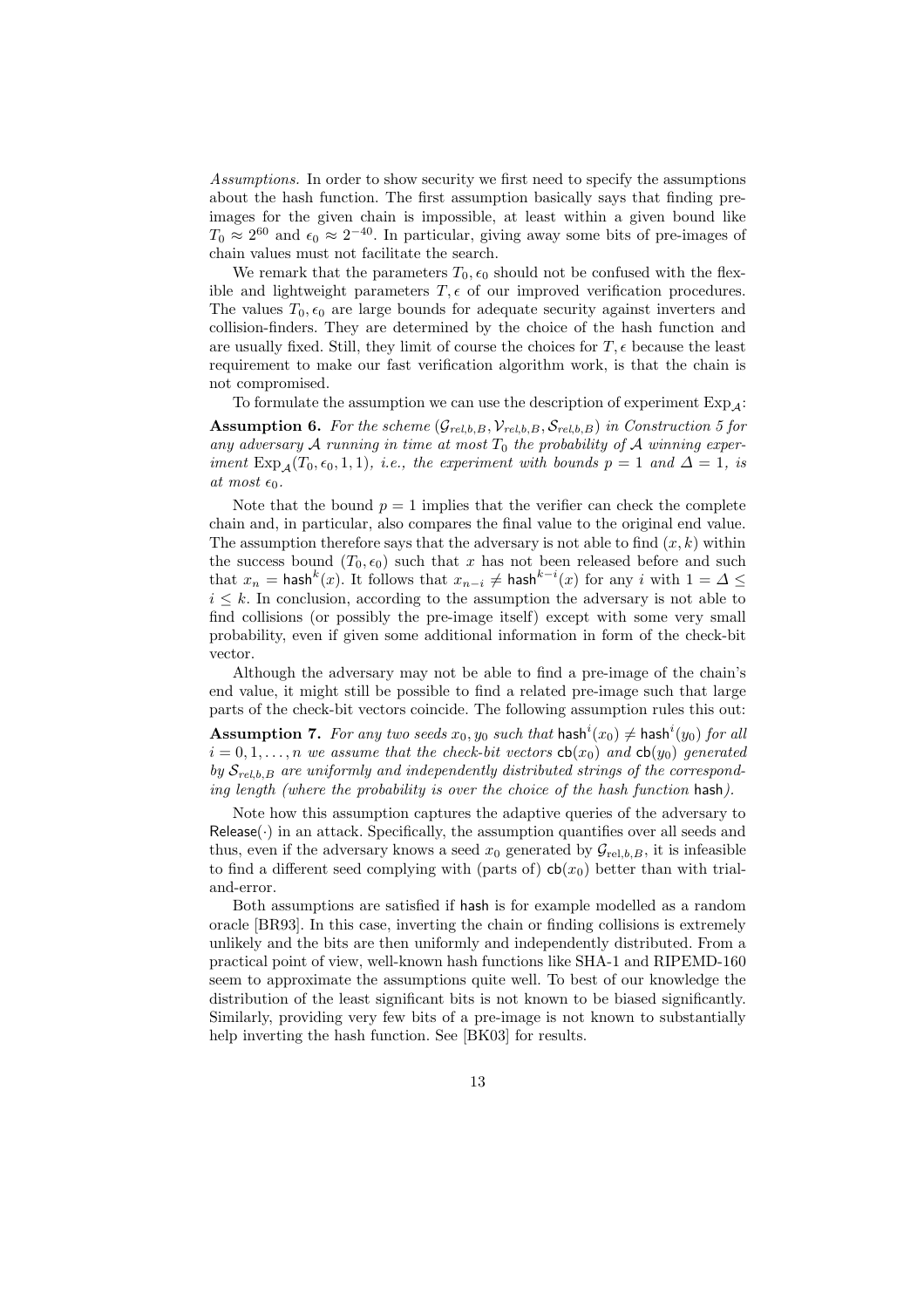*Assumptions.* In order to show security we first need to specify the assumptions about the hash function. The first assumption basically says that finding pre-images for the given chain is impossible, at least within a given bound like $T_0 \approx 2^{60}$ and $\epsilon_0 \approx 2^{-40}$. In particular, giving away some bits of pre-images of chain values must not facilitate the search.

We remark that the parameters $T_0, \epsilon_0$ should not be confused with the flexible and lightweight parameters $T, \epsilon$ of our improved verification procedures. The values $T_0, \epsilon_0$ are large bounds for adequate security against inverters and collision-finders. They are determined by the choice of the hash function and are usually fixed. Still, they limit of course the choices for $T, \epsilon$ because the least requirement to make our fast verification algorithm work, is that the chain is not compromised.

To formulate the assumption we can use the description of experiment $\mathrm{Exp}_{\mathcal{A}}$:

**Assumption 6.** *For the scheme $(\mathcal{G}_{rel,b,B}, \mathcal{V}_{rel,b,B}, \mathcal{S}_{rel,b,B})$ in Construction 5 for any adversary $\mathcal{A}$ running in time at most $T_0$ the probability of $\mathcal{A}$ winning experiment $\mathrm{Exp}_{\mathcal{A}}(T_0, \epsilon_0, 1, 1)$, i.e., the experiment with bounds $p = 1$ and $\Delta = 1$, is at most $\epsilon_0$.*

Note that the bound $p = 1$ implies that the verifier can check the complete chain and, in particular, also compares the final value to the original end value. The assumption therefore says that the adversary is not able to find $(x, k)$ within the success bound $(T_0, \epsilon_0)$ such that $x$ has not been released before and such that $x_n = \mathsf{hash}^k(x)$. It follows that $x_{n-i} \neq \mathsf{hash}^{k-i}(x)$ for any $i$ with $1 = \Delta \leq i \leq k$. In conclusion, according to the assumption the adversary is not able to find collisions (or possibly the pre-image itself) except with some very small probability, even if given some additional information in form of the check-bit vector.

Although the adversary may not be able to find a pre-image of the chain's end value, it might still be possible to find a related pre-image such that large parts of the check-bit vectors coincide. The following assumption rules this out:

**Assumption 7.** *For any two seeds $x_0, y_0$ such that $\mathsf{hash}^i(x_0) \neq \mathsf{hash}^i(y_0)$ for all $i = 0, 1, \ldots, n$ we assume that the check-bit vectors $\mathsf{cb}(x_0)$ and $\mathsf{cb}(y_0)$ generated by $\mathcal{S}_{rel,b,B}$ are uniformly and independently distributed strings of the corresponding length (where the probability is over the choice of the hash function $\mathsf{hash}$).*

Note how this assumption captures the adaptive queries of the adversary to $\mathsf{Release}(\cdot)$ in an attack. Specifically, the assumption quantifies over all seeds and thus, even if the adversary knows a seed $x_0$ generated by $\mathcal{G}_{\mathrm{rel},b,B}$, it is infeasible to find a different seed complying with (parts of) $\mathsf{cb}(x_0)$ better than with trial-and-error.

Both assumptions are satisfied if $\mathsf{hash}$ is for example modelled as a random oracle [BR93]. In this case, inverting the chain or finding collisions is extremely unlikely and the bits are then uniformly and independently distributed. From a practical point of view, well-known hash functions like SHA-1 and RIPEMD-160 seem to approximate the assumptions quite well. To best of our knowledge the distribution of the least significant bits is not known to be biased significantly. Similarly, providing very few bits of a pre-image is not known to substantially help inverting the hash function. See [BK03] for results.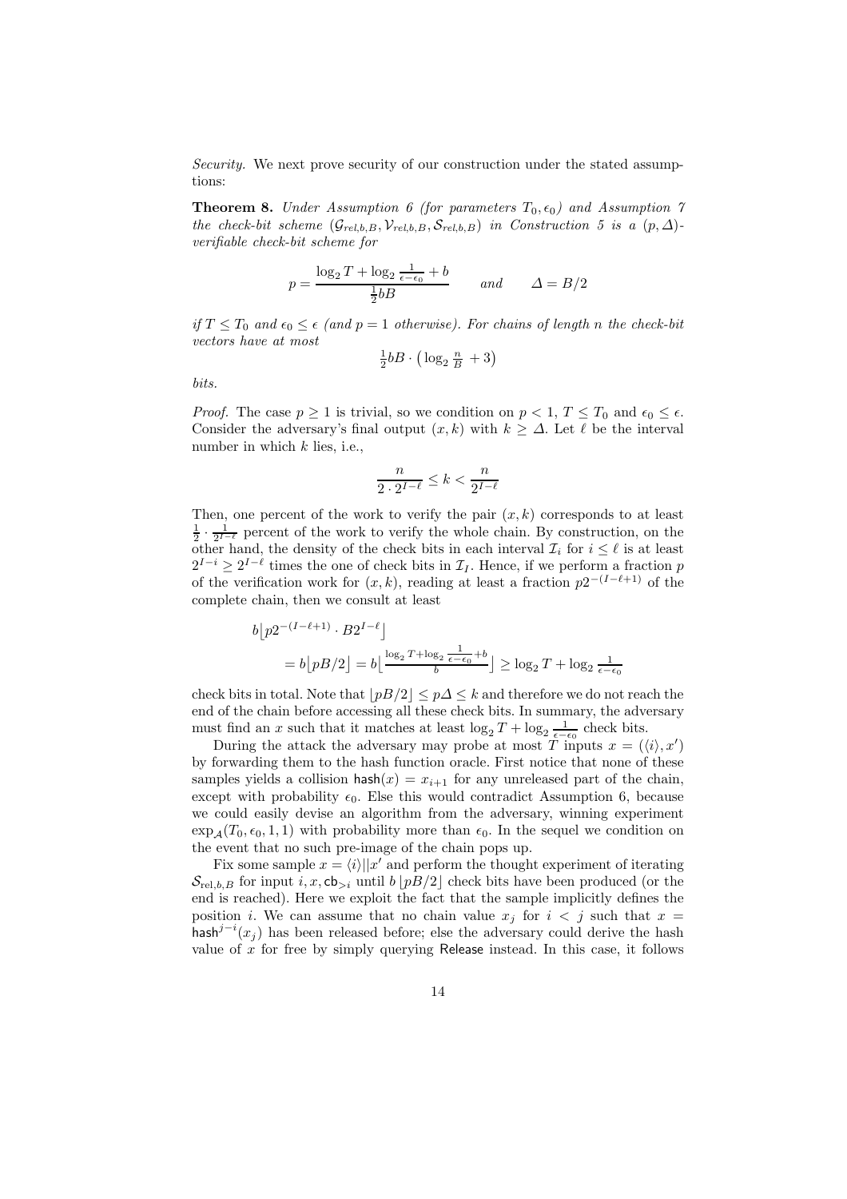*Security.* We next prove security of our construction under the stated assumptions:

**Theorem 8.** *Under Assumption 6 (for parameters $T_0, \epsilon_0$) and Assumption 7 the check-bit scheme $(\mathcal{G}_{rel,b,B}, \mathcal{V}_{rel,b,B}, \mathcal{S}_{rel,b,B})$ in Construction 5 is a $(p, \Delta)$-verifiable check-bit scheme for*

$$p = \frac{\log_2 T + \log_2 \frac{1}{\epsilon - \epsilon_0} + b}{\frac{1}{2} bB} \qquad \text{and} \qquad \Delta = B/2$$

*if $T \leq T_0$ and $\epsilon_0 \leq \epsilon$ (and $p = 1$ otherwise). For chains of length $n$ the check-bit vectors have at most*

$$\tfrac{1}{2} bB \cdot \left( \log_2 \tfrac{n}{B} + 3 \right)$$

*bits.*

*Proof.* The case $p \geq 1$ is trivial, so we condition on $p < 1$, $T \leq T_0$ and $\epsilon_0 \leq \epsilon$. Consider the adversary's final output $(x, k)$ with $k \geq \Delta$. Let $\ell$ be the interval number in which $k$ lies, i.e.,

$$\frac{n}{2 \cdot 2^{I-\ell}} \leq k < \frac{n}{2^{I-\ell}}$$

Then, one percent of the work to verify the pair $(x, k)$ corresponds to at least $\frac{1}{2} \cdot \frac{1}{2^{I-\ell}}$ percent of the work to verify the whole chain. By construction, on the other hand, the density of the check bits in each interval $\mathcal{I}_i$ for $i \leq \ell$ is at least $2^{I-i} \geq 2^{I-\ell}$ times the one of check bits in $\mathcal{I}_I$. Hence, if we perform a fraction $p$ of the verification work for $(x, k)$, reading at least a fraction $p 2^{-(I-\ell+1)}$ of the complete chain, then we consult at least

$$\begin{aligned} &b \lfloor p 2^{-(I-\ell+1)} \cdot B 2^{I-\ell} \rfloor \\ &\quad = b \lfloor pB/2 \rfloor = b \left\lfloor \tfrac{\log_2 T + \log_2 \frac{1}{\epsilon - \epsilon_0} + b}{b} \right\rfloor \geq \log_2 T + \log_2 \tfrac{1}{\epsilon - \epsilon_0} \end{aligned}$$

check bits in total. Note that $\lfloor pB/2 \rfloor \leq p\Delta \leq k$ and therefore we do not reach the end of the chain before accessing all these check bits. In summary, the adversary must find an $x$ such that it matches at least $\log_2 T + \log_2 \frac{1}{\epsilon - \epsilon_0}$ check bits.

During the attack the adversary may probe at most $T$ inputs $x = (\langle i \rangle, x')$ by forwarding them to the hash function oracle. First notice that none of these samples yields a collision $\mathsf{hash}(x) = x_{i+1}$ for any unreleased part of the chain, except with probability $\epsilon_0$. Else this would contradict Assumption 6, because we could easily devise an algorithm from the adversary, winning experiment $\exp_{\mathcal{A}}(T_0, \epsilon_0, 1, 1)$ with probability more than $\epsilon_0$. In the sequel we condition on the event that no such pre-image of the chain pops up.

Fix some sample $x = \langle i \rangle || x'$ and perform the thought experiment of iterating $\mathcal{S}_{\mathrm{rel},b,B}$ for input $i, x, \mathsf{cb}_{>i}$ until $b \lfloor pB/2 \rfloor$ check bits have been produced (or the end is reached). Here we exploit the fact that the sample implicitly defines the position $i$. We can assume that no chain value $x_j$ for $i < j$ such that $x = \mathsf{hash}^{j-i}(x_j)$ has been released before; else the adversary could derive the hash value of $x$ for free by simply querying $\mathsf{Release}$ instead. In this case, it follows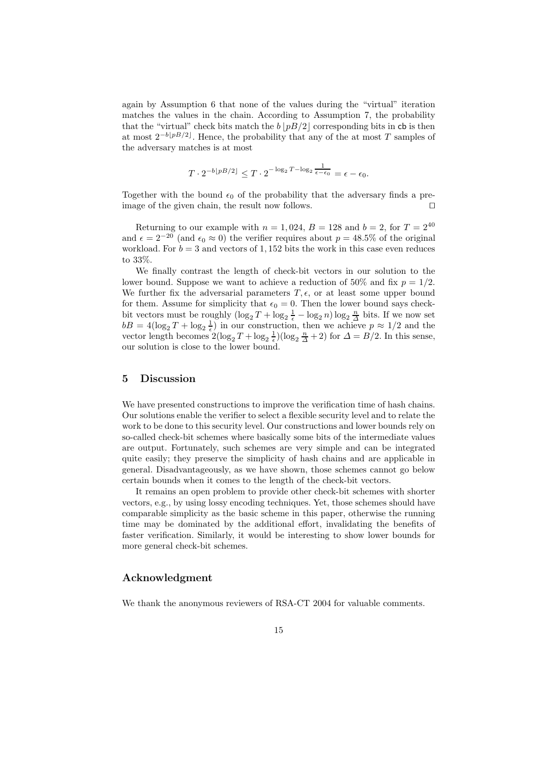again by Assumption 6 that none of the values during the "virtual" iteration matches the values in the chain. According to Assumption 7, the probability that the "virtual" check bits match the $b\lfloor pB/2 \rfloor$ corresponding bits in $\mathsf{cb}$ is then at most $2^{-b\lfloor pB/2 \rfloor}$. Hence, the probability that any of the at most $T$ samples of the adversary matches is at most

$$T \cdot 2^{-b\lfloor pB/2 \rfloor} \leq T \cdot 2^{-\log_2 T - \log_2 \frac{1}{\epsilon - \epsilon_0}} = \epsilon - \epsilon_0.$$

Together with the bound $\epsilon_0$ of the probability that the adversary finds a pre-image of the given chain, the result now follows. $\square$

Returning to our example with $n = 1,024$, $B = 128$ and $b = 2$, for $T = 2^{40}$ and $\epsilon = 2^{-20}$ (and $\epsilon_0 \approx 0$) the verifier requires about $p = 48.5\%$ of the original workload. For $b = 3$ and vectors of $1,152$ bits the work in this case even reduces to 33%.

We finally contrast the length of check-bit vectors in our solution to the lower bound. Suppose we want to achieve a reduction of 50% and fix $p = 1/2$. We further fix the adversarial parameters $T, \epsilon$, or at least some upper bound for them. Assume for simplicity that $\epsilon_0 = 0$. Then the lower bound says check-bit vectors must be roughly $(\log_2 T + \log_2 \frac{1}{\epsilon} - \log_2 n) \log_2 \frac{n}{\Delta}$ bits. If we now set $bB = 4(\log_2 T + \log_2 \frac{1}{\epsilon})$ in our construction, then we achieve $p \approx 1/2$ and the vector length becomes $2(\log_2 T + \log_2 \frac{1}{\epsilon})(\log_2 \frac{n}{\Delta} + 2)$ for $\Delta = B/2$. In this sense, our solution is close to the lower bound.

## 5 Discussion

We have presented constructions to improve the verification time of hash chains. Our solutions enable the verifier to select a flexible security level and to relate the work to be done to this security level. Our constructions and lower bounds rely on so-called check-bit schemes where basically some bits of the intermediate values are output. Fortunately, such schemes are very simple and can be integrated quite easily; they preserve the simplicity of hash chains and are applicable in general. Disadvantageously, as we have shown, those schemes cannot go below certain bounds when it comes to the length of the check-bit vectors.

It remains an open problem to provide other check-bit schemes with shorter vectors, e.g., by using lossy encoding techniques. Yet, those schemes should have comparable simplicity as the basic scheme in this paper, otherwise the running time may be dominated by the additional effort, invalidating the benefits of faster verification. Similarly, it would be interesting to show lower bounds for more general check-bit schemes.

## Acknowledgment

We thank the anonymous reviewers of RSA-CT 2004 for valuable comments.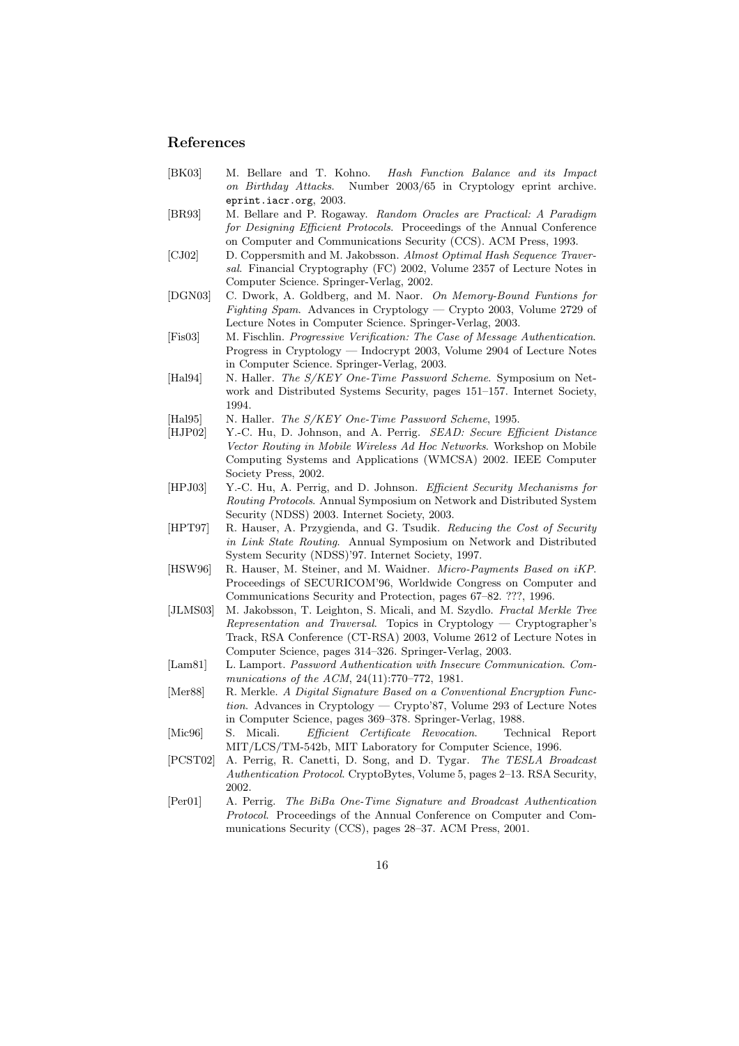## References

[BK03] M. Bellare and T. Kohno. *Hash Function Balance and its Impact on Birthday Attacks*. Number 2003/65 in Cryptology eprint archive. `eprint.iacr.org`, 2003.

[BR93] M. Bellare and P. Rogaway. *Random Oracles are Practical: A Paradigm for Designing Efficient Protocols*. Proceedings of the Annual Conference on Computer and Communications Security (CCS). ACM Press, 1993.

[CJ02] D. Coppersmith and M. Jakobsson. *Almost Optimal Hash Sequence Traversal*. Financial Cryptography (FC) 2002, Volume 2357 of Lecture Notes in Computer Science. Springer-Verlag, 2002.

[DGN03] C. Dwork, A. Goldberg, and M. Naor. *On Memory-Bound Funtions for Fighting Spam*. Advances in Cryptology — Crypto 2003, Volume 2729 of Lecture Notes in Computer Science. Springer-Verlag, 2003.

[Fis03] M. Fischlin. *Progressive Verification: The Case of Message Authentication*. Progress in Cryptology — Indocrypt 2003, Volume 2904 of Lecture Notes in Computer Science. Springer-Verlag, 2003.

[Hal94] N. Haller. *The S/KEY One-Time Password Scheme*. Symposium on Network and Distributed Systems Security, pages 151–157. Internet Society, 1994.

[Hal95] N. Haller. *The S/KEY One-Time Password Scheme*, 1995.

[HJP02] Y.-C. Hu, D. Johnson, and A. Perrig. *SEAD: Secure Efficient Distance Vector Routing in Mobile Wireless Ad Hoc Networks*. Workshop on Mobile Computing Systems and Applications (WMCSA) 2002. IEEE Computer Society Press, 2002.

[HPJ03] Y.-C. Hu, A. Perrig, and D. Johnson. *Efficient Security Mechanisms for Routing Protocols*. Annual Symposium on Network and Distributed System Security (NDSS) 2003. Internet Society, 2003.

[HPT97] R. Hauser, A. Przygienda, and G. Tsudik. *Reducing the Cost of Security in Link State Routing*. Annual Symposium on Network and Distributed System Security (NDSS)'97. Internet Society, 1997.

[HSW96] R. Hauser, M. Steiner, and M. Waidner. *Micro-Payments Based on iKP*. Proceedings of SECURICOM'96, Worldwide Congress on Computer and Communications Security and Protection, pages 67–82. ???, 1996.

[JLMS03] M. Jakobsson, T. Leighton, S. Micali, and M. Szydlo. *Fractal Merkle Tree Representation and Traversal*. Topics in Cryptology — Cryptographer's Track, RSA Conference (CT-RSA) 2003, Volume 2612 of Lecture Notes in Computer Science, pages 314–326. Springer-Verlag, 2003.

[Lam81] L. Lamport. *Password Authentication with Insecure Communication*. *Communications of the ACM*, 24(11):770–772, 1981.

[Mer88] R. Merkle. *A Digital Signature Based on a Conventional Encryption Function*. Advances in Cryptology — Crypto'87, Volume 293 of Lecture Notes in Computer Science, pages 369–378. Springer-Verlag, 1988.

[Mic96] S. Micali. *Efficient Certificate Revocation*. Technical Report MIT/LCS/TM-542b, MIT Laboratory for Computer Science, 1996.

[PCST02] A. Perrig, R. Canetti, D. Song, and D. Tygar. *The TESLA Broadcast Authentication Protocol*. CryptoBytes, Volume 5, pages 2–13. RSA Security, 2002.

[Per01] A. Perrig. *The BiBa One-Time Signature and Broadcast Authentication Protocol*. Proceedings of the Annual Conference on Computer and Communications Security (CCS), pages 28–37. ACM Press, 2001.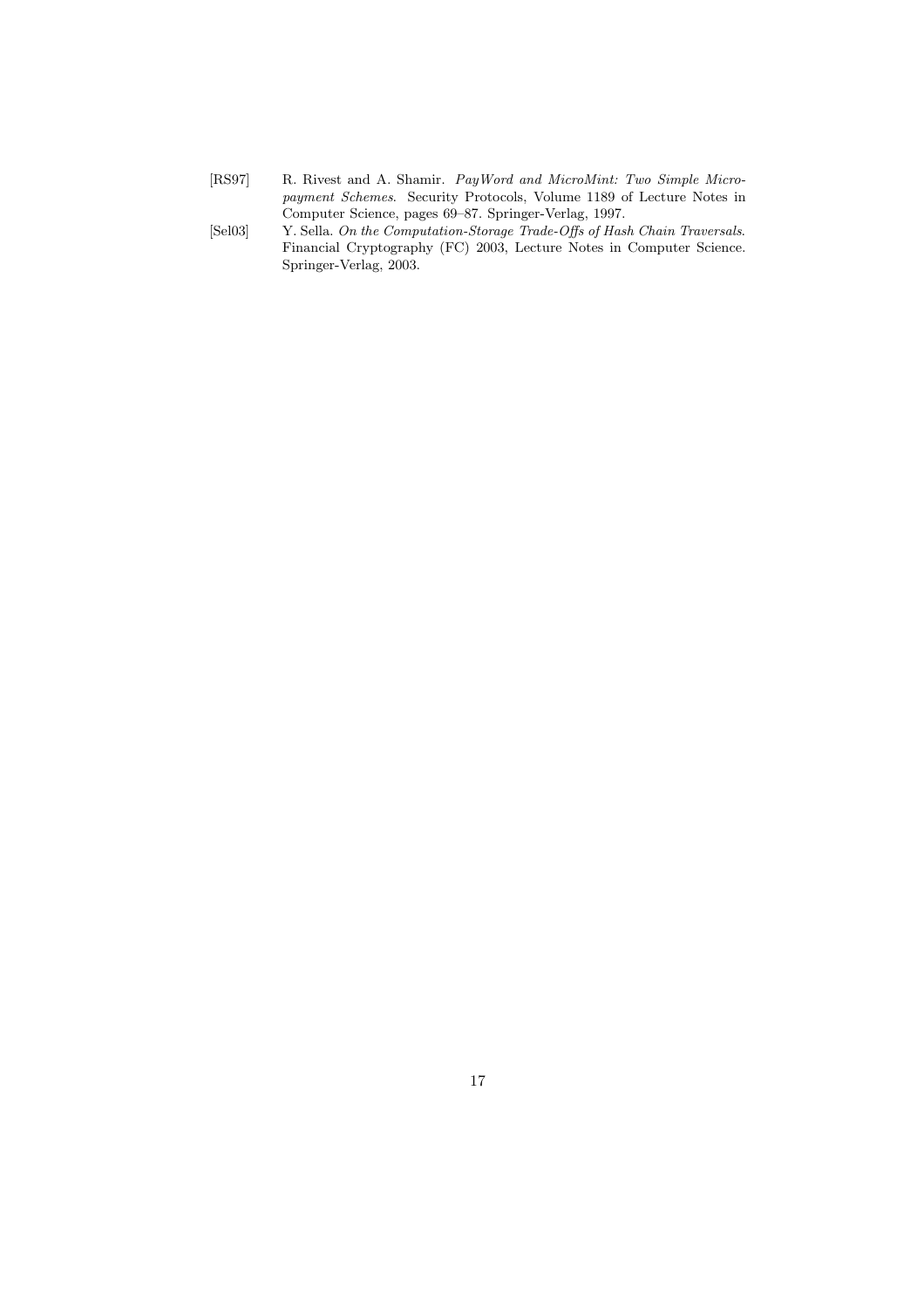[RS97] R. Rivest and A. Shamir. *PayWord and MicroMint: Two Simple Micropayment Schemes*. Security Protocols, Volume 1189 of Lecture Notes in Computer Science, pages 69–87. Springer-Verlag, 1997.

[Sel03] Y. Sella. *On the Computation-Storage Trade-Offs of Hash Chain Traversals*. Financial Cryptography (FC) 2003, Lecture Notes in Computer Science. Springer-Verlag, 2003.